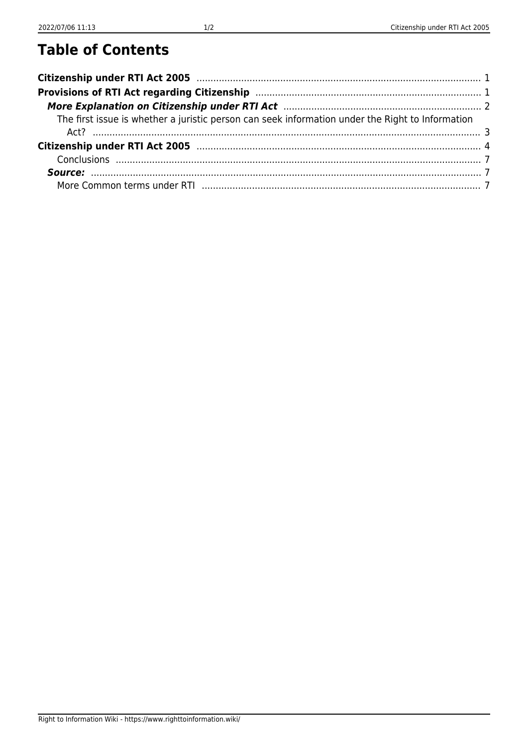# Table of Contents

**Citizenship under RTI Act 2005** ..... 1
**Provisions of RTI Act regarding Citizenship** ..... 1
***More Explanation on Citizenship under RTI Act*** ..... 2
The first issue is whether a juristic person can seek information under the Right to Information Act? ..... 3
**Citizenship under RTI Act 2005** ..... 4
Conclusions ..... 7
***Source:*** ..... 7
More Common terms under RTI ..... 7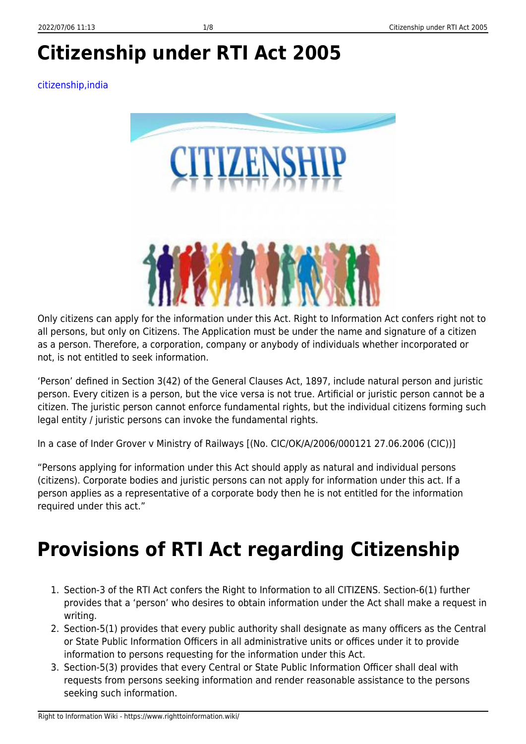# Citizenship under RTI Act 2005

citizenship,india

Only citizens can apply for the information under this Act. Right to Information Act confers right not to all persons, but only on Citizens. The Application must be under the name and signature of a citizen as a person. Therefore, a corporation, company or anybody of individuals whether incorporated or not, is not entitled to seek information.

'Person' defined in Section 3(42) of the General Clauses Act, 1897, include natural person and juristic person. Every citizen is a person, but the vice versa is not true. Artificial or juristic person cannot be a citizen. The juristic person cannot enforce fundamental rights, but the individual citizens forming such legal entity / juristic persons can invoke the fundamental rights.

In a case of Inder Grover v Ministry of Railways [(No. CIC/OK/A/2006/000121 27.06.2006 (CIC))]

"Persons applying for information under this Act should apply as natural and individual persons (citizens). Corporate bodies and juristic persons can not apply for information under this act. If a person applies as a representative of a corporate body then he is not entitled for the information required under this act."

# Provisions of RTI Act regarding Citizenship

1. Section-3 of the RTI Act confers the Right to Information to all CITIZENS. Section-6(1) further provides that a 'person' who desires to obtain information under the Act shall make a request in writing.
2. Section-5(1) provides that every public authority shall designate as many officers as the Central or State Public Information Officers in all administrative units or offices under it to provide information to persons requesting for the information under this Act.
3. Section-5(3) provides that every Central or State Public Information Officer shall deal with requests from persons seeking information and render reasonable assistance to the persons seeking such information.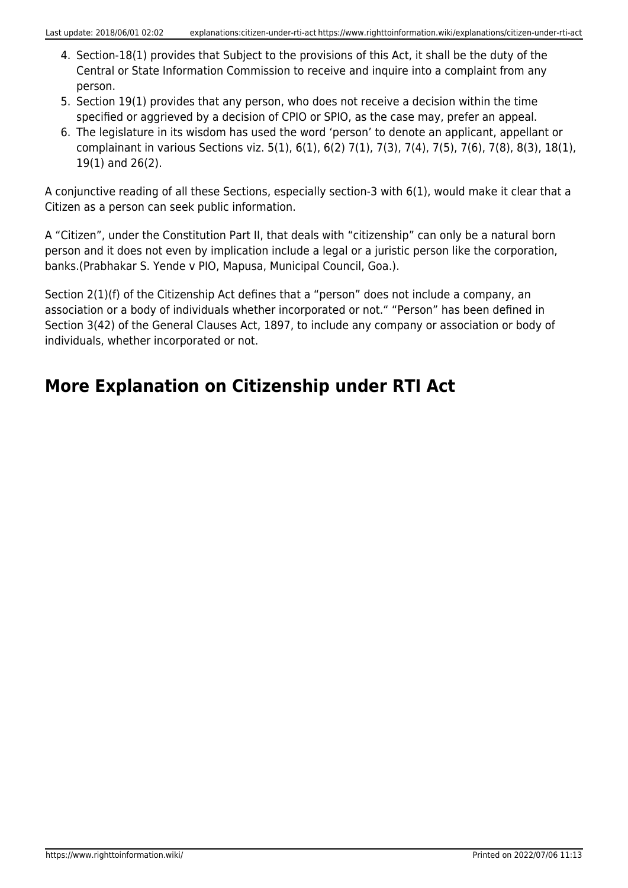4. Section-18(1) provides that Subject to the provisions of this Act, it shall be the duty of the Central or State Information Commission to receive and inquire into a complaint from any person.
5. Section 19(1) provides that any person, who does not receive a decision within the time specified or aggrieved by a decision of CPIO or SPIO, as the case may, prefer an appeal.
6. The legislature in its wisdom has used the word 'person' to denote an applicant, appellant or complainant in various Sections viz. 5(1), 6(1), 6(2) 7(1), 7(3), 7(4), 7(5), 7(6), 7(8), 8(3), 18(1), 19(1) and 26(2).

A conjunctive reading of all these Sections, especially section-3 with 6(1), would make it clear that a Citizen as a person can seek public information.

A "Citizen", under the Constitution Part II, that deals with "citizenship" can only be a natural born person and it does not even by implication include a legal or a juristic person like the corporation, banks.(Prabhakar S. Yende v PIO, Mapusa, Municipal Council, Goa.).

Section 2(1)(f) of the Citizenship Act defines that a "person" does not include a company, an association or a body of individuals whether incorporated or not." "Person" has been defined in Section 3(42) of the General Clauses Act, 1897, to include any company or association or body of individuals, whether incorporated or not.

## More Explanation on Citizenship under RTI Act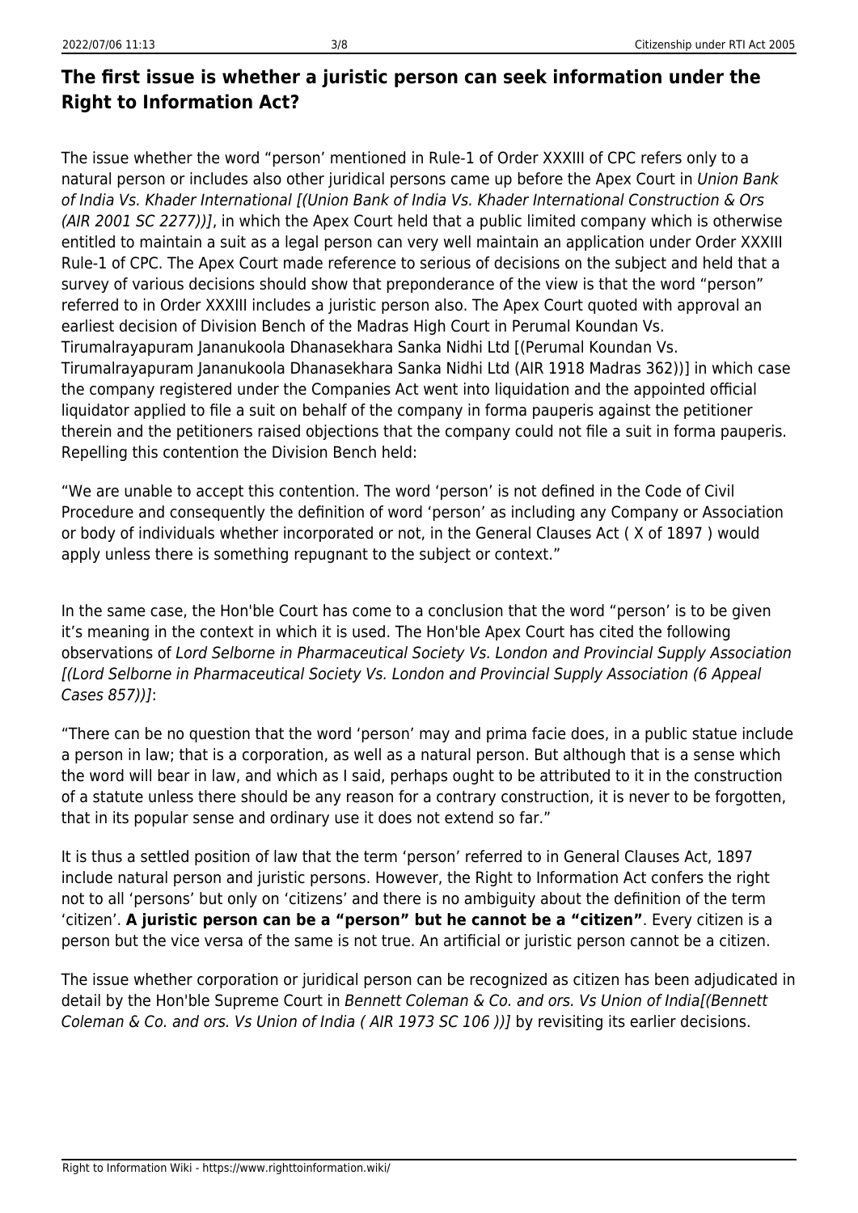## The first issue is whether a juristic person can seek information under the Right to Information Act?

The issue whether the word "person' mentioned in Rule-1 of Order XXXIII of CPC refers only to a natural person or includes also other juridical persons came up before the Apex Court in *Union Bank of India Vs. Khader International [(Union Bank of India Vs. Khader International Construction & Ors (AIR 2001 SC 2277))]*, in which the Apex Court held that a public limited company which is otherwise entitled to maintain a suit as a legal person can very well maintain an application under Order XXXIII Rule-1 of CPC. The Apex Court made reference to serious of decisions on the subject and held that a survey of various decisions should show that preponderance of the view is that the word "person" referred to in Order XXXIII includes a juristic person also. The Apex Court quoted with approval an earliest decision of Division Bench of the Madras High Court in Perumal Koundan Vs. Tirumalrayapuram Jananukoola Dhanasekhara Sanka Nidhi Ltd [(Perumal Koundan Vs. Tirumalrayapuram Jananukoola Dhanasekhara Sanka Nidhi Ltd (AIR 1918 Madras 362))] in which case the company registered under the Companies Act went into liquidation and the appointed official liquidator applied to file a suit on behalf of the company in forma pauperis against the petitioner therein and the petitioners raised objections that the company could not file a suit in forma pauperis. Repelling this contention the Division Bench held:

"We are unable to accept this contention. The word 'person' is not defined in the Code of Civil Procedure and consequently the definition of word 'person' as including any Company or Association or body of individuals whether incorporated or not, in the General Clauses Act ( X of 1897 ) would apply unless there is something repugnant to the subject or context."

In the same case, the Hon'ble Court has come to a conclusion that the word "person' is to be given it's meaning in the context in which it is used. The Hon'ble Apex Court has cited the following observations of *Lord Selborne in Pharmaceutical Society Vs. London and Provincial Supply Association [(Lord Selborne in Pharmaceutical Society Vs. London and Provincial Supply Association (6 Appeal Cases 857))]*:

"There can be no question that the word 'person' may and prima facie does, in a public statue include a person in law; that is a corporation, as well as a natural person. But although that is a sense which the word will bear in law, and which as I said, perhaps ought to be attributed to it in the construction of a statute unless there should be any reason for a contrary construction, it is never to be forgotten, that in its popular sense and ordinary use it does not extend so far."

It is thus a settled position of law that the term 'person' referred to in General Clauses Act, 1897 include natural person and juristic persons. However, the Right to Information Act confers the right not to all 'persons' but only on 'citizens' and there is no ambiguity about the definition of the term 'citizen'. **A juristic person can be a "person" but he cannot be a "citizen"**. Every citizen is a person but the vice versa of the same is not true. An artificial or juristic person cannot be a citizen.

The issue whether corporation or juridical person can be recognized as citizen has been adjudicated in detail by the Hon'ble Supreme Court in *Bennett Coleman & Co. and ors. Vs Union of India[(Bennett Coleman & Co. and ors. Vs Union of India ( AIR 1973 SC 106 ))]* by revisiting its earlier decisions.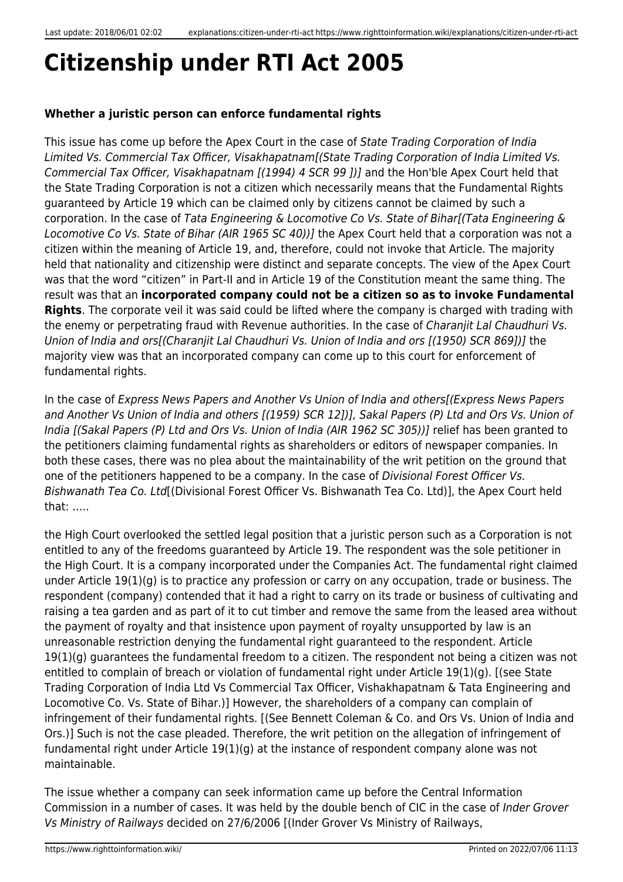# Citizenship under RTI Act 2005

**Whether a juristic person can enforce fundamental rights**

This issue has come up before the Apex Court in the case of *State Trading Corporation of India Limited Vs. Commercial Tax Officer, Visakhapatnam[(State Trading Corporation of India Limited Vs. Commercial Tax Officer, Visakhapatnam [(1994) 4 SCR 99 ])]* and the Hon'ble Apex Court held that the State Trading Corporation is not a citizen which necessarily means that the Fundamental Rights guaranteed by Article 19 which can be claimed only by citizens cannot be claimed by such a corporation. In the case of *Tata Engineering & Locomotive Co Vs. State of Bihar[(Tata Engineering & Locomotive Co Vs. State of Bihar (AIR 1965 SC 40))]* the Apex Court held that a corporation was not a citizen within the meaning of Article 19, and, therefore, could not invoke that Article. The majority held that nationality and citizenship were distinct and separate concepts. The view of the Apex Court was that the word "citizen" in Part-II and in Article 19 of the Constitution meant the same thing. The result was that an **incorporated company could not be a citizen so as to invoke Fundamental Rights**. The corporate veil it was said could be lifted where the company is charged with trading with the enemy or perpetrating fraud with Revenue authorities. In the case of *Charanjit Lal Chaudhuri Vs. Union of India and ors[(Charanjit Lal Chaudhuri Vs. Union of India and ors [(1950) SCR 869])]* the majority view was that an incorporated company can come up to this court for enforcement of fundamental rights.

In the case of *Express News Papers and Another Vs Union of India and others[(Express News Papers and Another Vs Union of India and others [(1959) SCR 12])], Sakal Papers (P) Ltd and Ors Vs. Union of India [(Sakal Papers (P) Ltd and Ors Vs. Union of India (AIR 1962 SC 305))]* relief has been granted to the petitioners claiming fundamental rights as shareholders or editors of newspaper companies. In both these cases, there was no plea about the maintainability of the writ petition on the ground that one of the petitioners happened to be a company. In the case of *Divisional Forest Officer Vs. Bishwanath Tea Co. Ltd*[(Divisional Forest Officer Vs. Bishwanath Tea Co. Ltd)], the Apex Court held that: …..

the High Court overlooked the settled legal position that a juristic person such as a Corporation is not entitled to any of the freedoms guaranteed by Article 19. The respondent was the sole petitioner in the High Court. It is a company incorporated under the Companies Act. The fundamental right claimed under Article 19(1)(g) is to practice any profession or carry on any occupation, trade or business. The respondent (company) contended that it had a right to carry on its trade or business of cultivating and raising a tea garden and as part of it to cut timber and remove the same from the leased area without the payment of royalty and that insistence upon payment of royalty unsupported by law is an unreasonable restriction denying the fundamental right guaranteed to the respondent. Article 19(1)(g) guarantees the fundamental freedom to a citizen. The respondent not being a citizen was not entitled to complain of breach or violation of fundamental right under Article 19(1)(g). [(see State Trading Corporation of India Ltd Vs Commercial Tax Officer, Vishakhapatnam & Tata Engineering and Locomotive Co. Vs. State of Bihar.)] However, the shareholders of a company can complain of infringement of their fundamental rights. [(See Bennett Coleman & Co. and Ors Vs. Union of India and Ors.)] Such is not the case pleaded. Therefore, the writ petition on the allegation of infringement of fundamental right under Article 19(1)(g) at the instance of respondent company alone was not maintainable.

The issue whether a company can seek information came up before the Central Information Commission in a number of cases. It was held by the double bench of CIC in the case of *Inder Grover Vs Ministry of Railways* decided on 27/6/2006 [(Inder Grover Vs Ministry of Railways,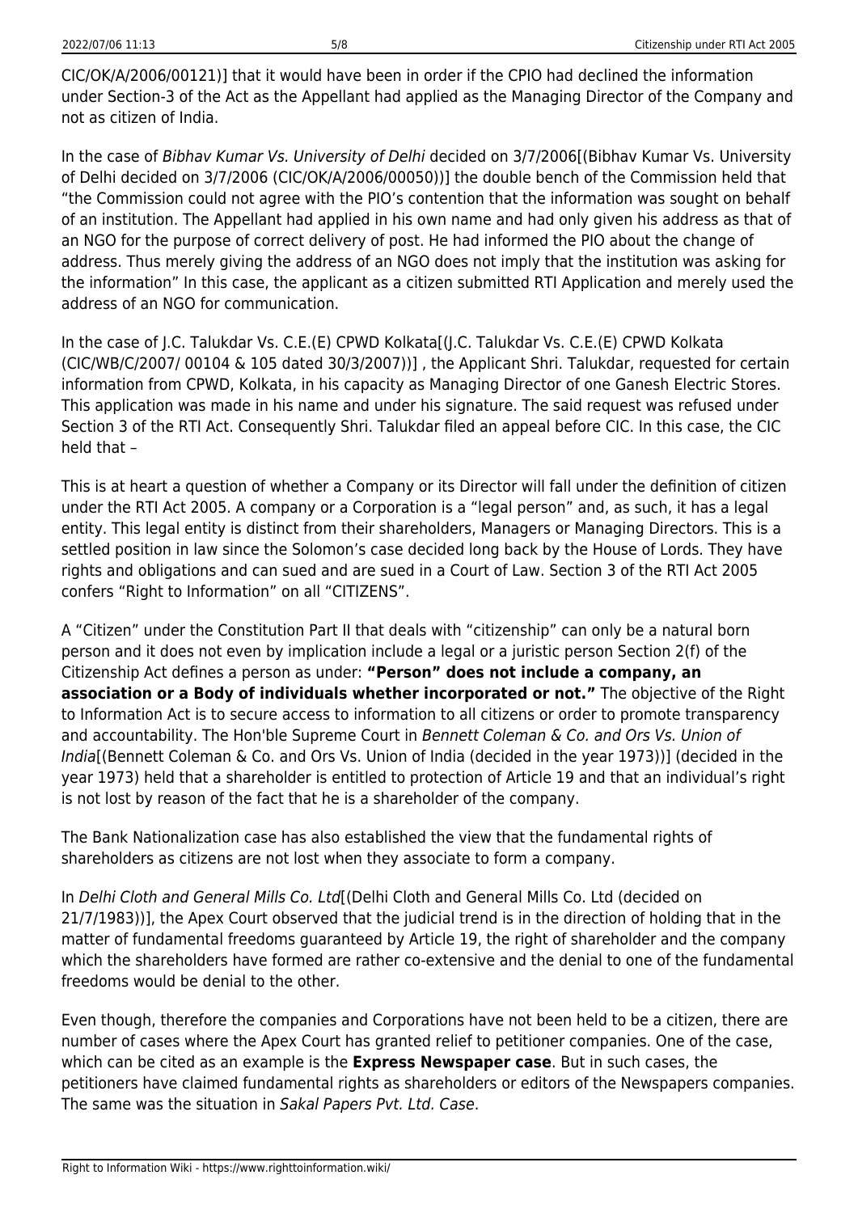CIC/OK/A/2006/00121)] that it would have been in order if the CPIO had declined the information under Section-3 of the Act as the Appellant had applied as the Managing Director of the Company and not as citizen of India.

In the case of *Bibhav Kumar Vs. University of Delhi* decided on 3/7/2006[(Bibhav Kumar Vs. University of Delhi decided on 3/7/2006 (CIC/OK/A/2006/00050))] the double bench of the Commission held that "the Commission could not agree with the PIO's contention that the information was sought on behalf of an institution. The Appellant had applied in his own name and had only given his address as that of an NGO for the purpose of correct delivery of post. He had informed the PIO about the change of address. Thus merely giving the address of an NGO does not imply that the institution was asking for the information" In this case, the applicant as a citizen submitted RTI Application and merely used the address of an NGO for communication.

In the case of J.C. Talukdar Vs. C.E.(E) CPWD Kolkata[(J.C. Talukdar Vs. C.E.(E) CPWD Kolkata (CIC/WB/C/2007/ 00104 & 105 dated 30/3/2007))] , the Applicant Shri. Talukdar, requested for certain information from CPWD, Kolkata, in his capacity as Managing Director of one Ganesh Electric Stores. This application was made in his name and under his signature. The said request was refused under Section 3 of the RTI Act. Consequently Shri. Talukdar filed an appeal before CIC. In this case, the CIC held that –

This is at heart a question of whether a Company or its Director will fall under the definition of citizen under the RTI Act 2005. A company or a Corporation is a "legal person" and, as such, it has a legal entity. This legal entity is distinct from their shareholders, Managers or Managing Directors. This is a settled position in law since the Solomon's case decided long back by the House of Lords. They have rights and obligations and can sued and are sued in a Court of Law. Section 3 of the RTI Act 2005 confers "Right to Information" on all "CITIZENS".

A "Citizen" under the Constitution Part II that deals with "citizenship" can only be a natural born person and it does not even by implication include a legal or a juristic person Section 2(f) of the Citizenship Act defines a person as under: **"Person" does not include a company, an association or a Body of individuals whether incorporated or not."** The objective of the Right to Information Act is to secure access to information to all citizens or order to promote transparency and accountability. The Hon'ble Supreme Court in *Bennett Coleman & Co. and Ors Vs. Union of India*[(Bennett Coleman & Co. and Ors Vs. Union of India (decided in the year 1973))] (decided in the year 1973) held that a shareholder is entitled to protection of Article 19 and that an individual's right is not lost by reason of the fact that he is a shareholder of the company.

The Bank Nationalization case has also established the view that the fundamental rights of shareholders as citizens are not lost when they associate to form a company.

In *Delhi Cloth and General Mills Co. Ltd*[(Delhi Cloth and General Mills Co. Ltd (decided on 21/7/1983))], the Apex Court observed that the judicial trend is in the direction of holding that in the matter of fundamental freedoms guaranteed by Article 19, the right of shareholder and the company which the shareholders have formed are rather co-extensive and the denial to one of the fundamental freedoms would be denial to the other.

Even though, therefore the companies and Corporations have not been held to be a citizen, there are number of cases where the Apex Court has granted relief to petitioner companies. One of the case, which can be cited as an example is the **Express Newspaper case**. But in such cases, the petitioners have claimed fundamental rights as shareholders or editors of the Newspapers companies. The same was the situation in *Sakal Papers Pvt. Ltd. Case*.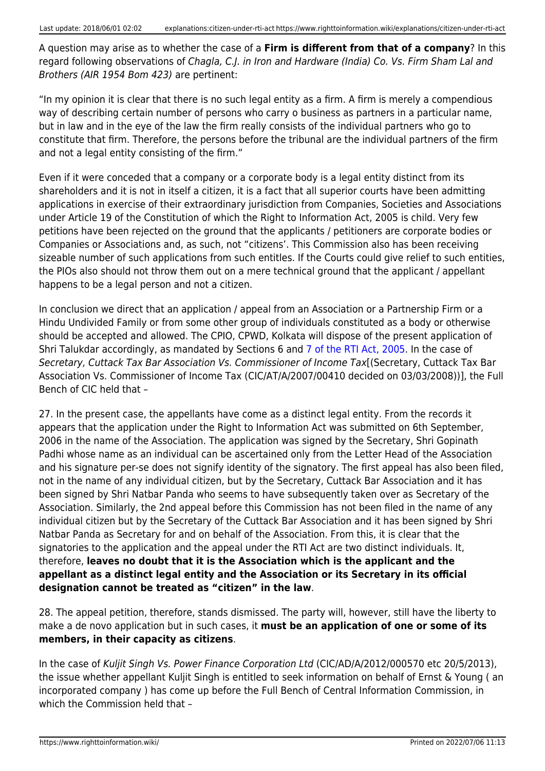A question may arise as to whether the case of a **Firm is different from that of a company**? In this regard following observations of *Chagla, C.J. in Iron and Hardware (India) Co. Vs. Firm Sham Lal and Brothers (AIR 1954 Bom 423)* are pertinent:

"In my opinion it is clear that there is no such legal entity as a firm. A firm is merely a compendious way of describing certain number of persons who carry o business as partners in a particular name, but in law and in the eye of the law the firm really consists of the individual partners who go to constitute that firm. Therefore, the persons before the tribunal are the individual partners of the firm and not a legal entity consisting of the firm."

Even if it were conceded that a company or a corporate body is a legal entity distinct from its shareholders and it is not in itself a citizen, it is a fact that all superior courts have been admitting applications in exercise of their extraordinary jurisdiction from Companies, Societies and Associations under Article 19 of the Constitution of which the Right to Information Act, 2005 is child. Very few petitions have been rejected on the ground that the applicants / petitioners are corporate bodies or Companies or Associations and, as such, not "citizens'. This Commission also has been receiving sizeable number of such applications from such entitles. If the Courts could give relief to such entities, the PIOs also should not throw them out on a mere technical ground that the applicant / appellant happens to be a legal person and not a citizen.

In conclusion we direct that an application / appeal from an Association or a Partnership Firm or a Hindu Undivided Family or from some other group of individuals constituted as a body or otherwise should be accepted and allowed. The CPIO, CPWD, Kolkata will dispose of the present application of Shri Talukdar accordingly, as mandated by Sections 6 and 7 of the RTI Act, 2005. In the case of *Secretary, Cuttack Tax Bar Association Vs. Commissioner of Income Tax*[(Secretary, Cuttack Tax Bar Association Vs. Commissioner of Income Tax (CIC/AT/A/2007/00410 decided on 03/03/2008))], the Full Bench of CIC held that –

27. In the present case, the appellants have come as a distinct legal entity. From the records it appears that the application under the Right to Information Act was submitted on 6th September, 2006 in the name of the Association. The application was signed by the Secretary, Shri Gopinath Padhi whose name as an individual can be ascertained only from the Letter Head of the Association and his signature per-se does not signify identity of the signatory. The first appeal has also been filed, not in the name of any individual citizen, but by the Secretary, Cuttack Bar Association and it has been signed by Shri Natbar Panda who seems to have subsequently taken over as Secretary of the Association. Similarly, the 2nd appeal before this Commission has not been filed in the name of any individual citizen but by the Secretary of the Cuttack Bar Association and it has been signed by Shri Natbar Panda as Secretary for and on behalf of the Association. From this, it is clear that the signatories to the application and the appeal under the RTI Act are two distinct individuals. It, therefore, **leaves no doubt that it is the Association which is the applicant and the appellant as a distinct legal entity and the Association or its Secretary in its official designation cannot be treated as "citizen" in the law**.

28. The appeal petition, therefore, stands dismissed. The party will, however, still have the liberty to make a de novo application but in such cases, it **must be an application of one or some of its members, in their capacity as citizens**.

In the case of *Kuljit Singh Vs. Power Finance Corporation Ltd* (CIC/AD/A/2012/000570 etc 20/5/2013), the issue whether appellant Kuljit Singh is entitled to seek information on behalf of Ernst & Young ( an incorporated company ) has come up before the Full Bench of Central Information Commission, in which the Commission held that –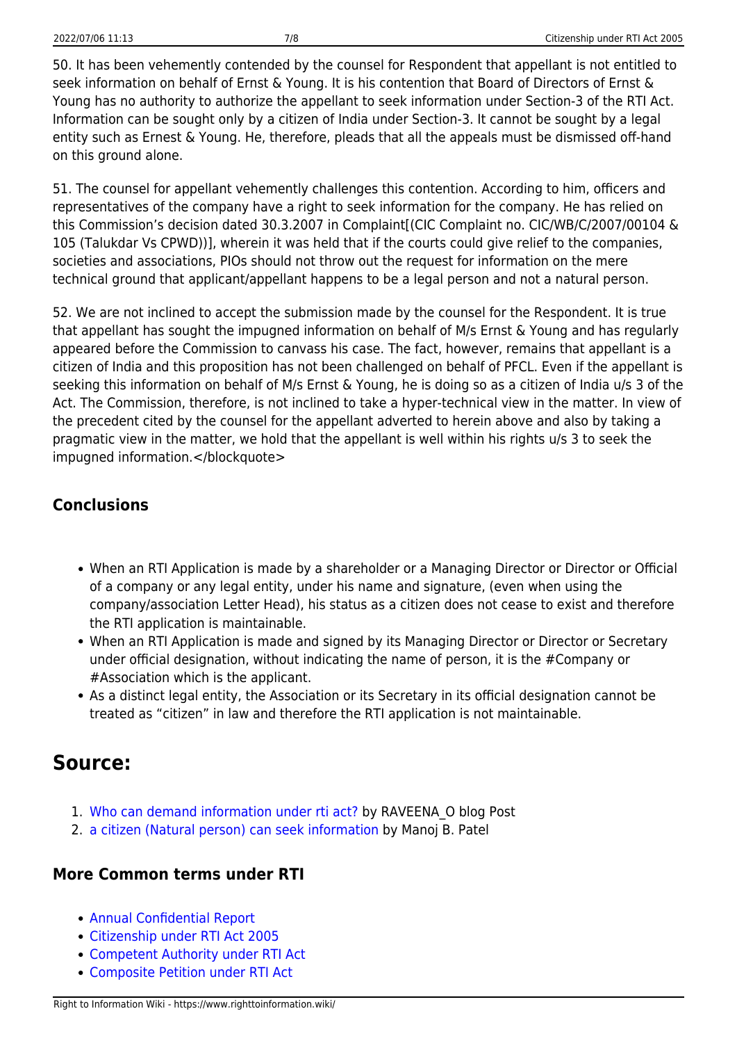50. It has been vehemently contended by the counsel for Respondent that appellant is not entitled to seek information on behalf of Ernst & Young. It is his contention that Board of Directors of Ernst & Young has no authority to authorize the appellant to seek information under Section-3 of the RTI Act. Information can be sought only by a citizen of India under Section-3. It cannot be sought by a legal entity such as Ernest & Young. He, therefore, pleads that all the appeals must be dismissed off-hand on this ground alone.

51. The counsel for appellant vehemently challenges this contention. According to him, officers and representatives of the company have a right to seek information for the company. He has relied on this Commission's decision dated 30.3.2007 in Complaint[(CIC Complaint no. CIC/WB/C/2007/00104 & 105 (Talukdar Vs CPWD))], wherein it was held that if the courts could give relief to the companies, societies and associations, PIOs should not throw out the request for information on the mere technical ground that applicant/appellant happens to be a legal person and not a natural person.

52. We are not inclined to accept the submission made by the counsel for the Respondent. It is true that appellant has sought the impugned information on behalf of M/s Ernst & Young and has regularly appeared before the Commission to canvass his case. The fact, however, remains that appellant is a citizen of India and this proposition has not been challenged on behalf of PFCL. Even if the appellant is seeking this information on behalf of M/s Ernst & Young, he is doing so as a citizen of India u/s 3 of the Act. The Commission, therefore, is not inclined to take a hyper-technical view in the matter. In view of the precedent cited by the counsel for the appellant adverted to herein above and also by taking a pragmatic view in the matter, we hold that the appellant is well within his rights u/s 3 to seek the impugned information.</blockquote>

### Conclusions

- When an RTI Application is made by a shareholder or a Managing Director or Director or Official of a company or any legal entity, under his name and signature, (even when using the company/association Letter Head), his status as a citizen does not cease to exist and therefore the RTI application is maintainable.
- When an RTI Application is made and signed by its Managing Director or Director or Secretary under official designation, without indicating the name of person, it is the #Company or #Association which is the applicant.
- As a distinct legal entity, the Association or its Secretary in its official designation cannot be treated as "citizen" in law and therefore the RTI application is not maintainable.

## Source:

1. Who can demand information under rti act? by RAVEENA_O blog Post
2. a citizen (Natural person) can seek information by Manoj B. Patel

### More Common terms under RTI

- Annual Confidential Report
- Citizenship under RTI Act 2005
- Competent Authority under RTI Act
- Composite Petition under RTI Act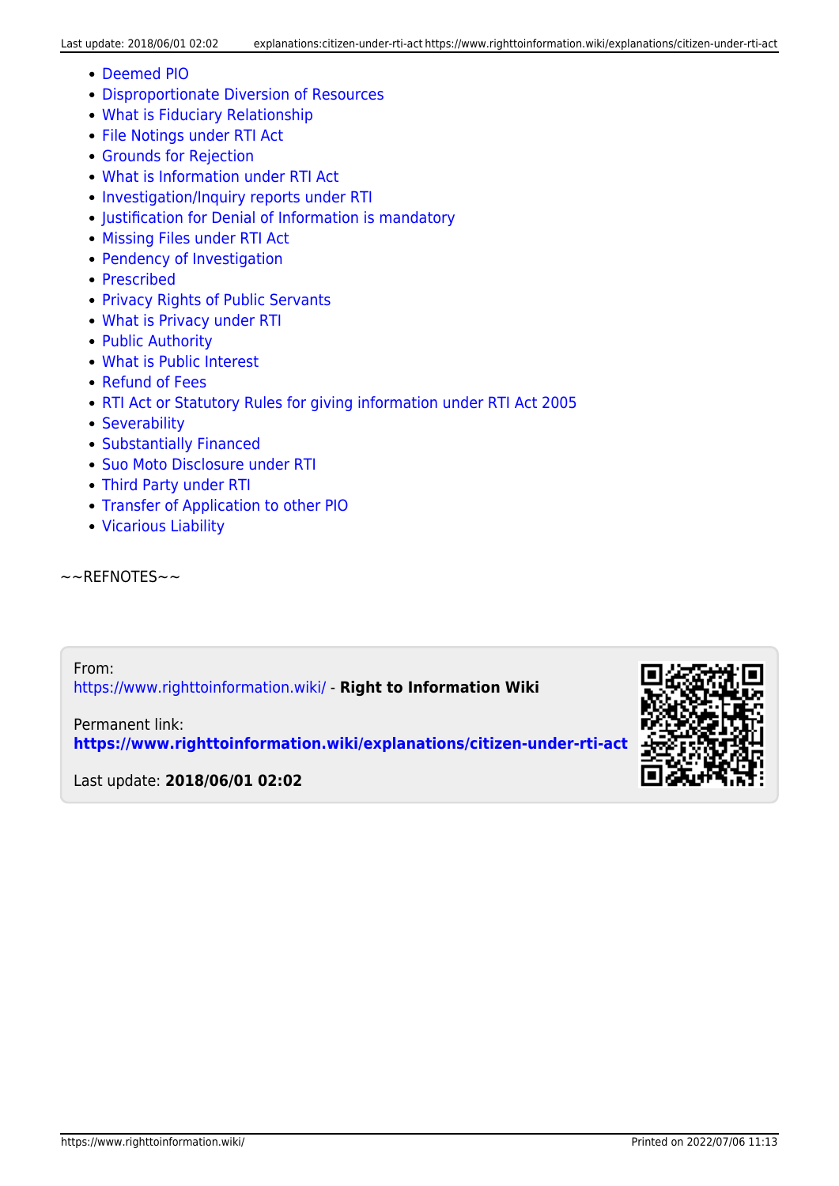- Deemed PIO
- Disproportionate Diversion of Resources
- What is Fiduciary Relationship
- File Notings under RTI Act
- Grounds for Rejection
- What is Information under RTI Act
- Investigation/Inquiry reports under RTI
- Justification for Denial of Information is mandatory
- Missing Files under RTI Act
- Pendency of Investigation
- Prescribed
- Privacy Rights of Public Servants
- What is Privacy under RTI
- Public Authority
- What is Public Interest
- Refund of Fees
- RTI Act or Statutory Rules for giving information under RTI Act 2005
- Severability
- Substantially Financed
- Suo Moto Disclosure under RTI
- Third Party under RTI
- Transfer of Application to other PIO
- Vicarious Liability

~~REFNOTES~~

From:
https://www.righttoinformation.wiki/ - **Right to Information Wiki**

Permanent link:
**https://www.righttoinformation.wiki/explanations/citizen-under-rti-act**

Last update: **2018/06/01 02:02**